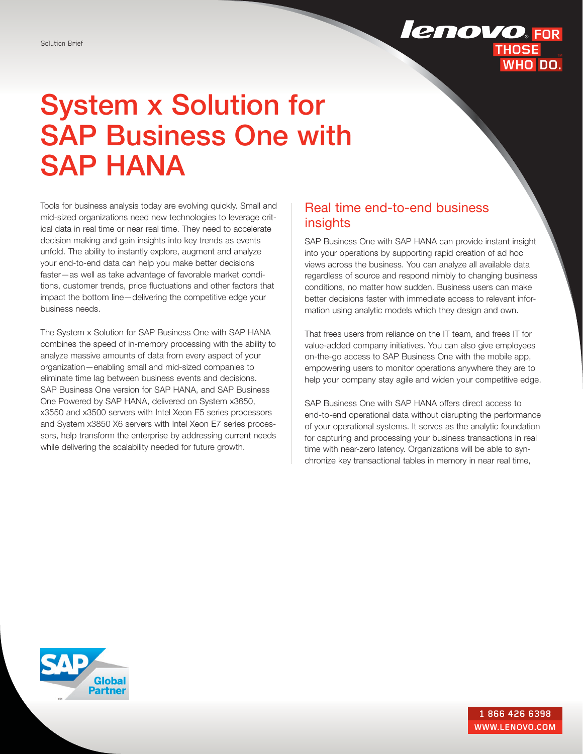Solution Brief

# System x Solution for SAP Business One with SAP HANA

Tools for business analysis today are evolving quickly. Small and mid-sized organizations need new technologies to leverage critical data in real time or near real time. They need to accelerate decision making and gain insights into key trends as events unfold. The ability to instantly explore, augment and analyze your end-to-end data can help you make better decisions faster—as well as take advantage of favorable market conditions, customer trends, price fluctuations and other factors that impact the bottom line—delivering the competitive edge your business needs.

The System x Solution for SAP Business One with SAP HANA combines the speed of in-memory processing with the ability to analyze massive amounts of data from every aspect of your organization—enabling small and mid-sized companies to eliminate time lag between business events and decisions. SAP Business One version for SAP HANA, and SAP Business One Powered by SAP HANA, delivered on System x3650, x3550 and x3500 servers with Intel Xeon E5 series processors and System x3850 X6 servers with Intel Xeon E7 series processors, help transform the enterprise by addressing current needs while delivering the scalability needed for future growth.

## Real time end-to-end business insights

SAP Business One with SAP HANA can provide instant insight into your operations by supporting rapid creation of ad hoc views across the business. You can analyze all available data regardless of source and respond nimbly to changing business conditions, no matter how sudden. Business users can make better decisions faster with immediate access to relevant information using analytic models which they design and own.

That frees users from reliance on the IT team, and frees IT for value-added company initiatives. You can also give employees on-the-go access to SAP Business One with the mobile app, empowering users to monitor operations anywhere they are to help your company stay agile and widen your competitive edge.

SAP Business One with SAP HANA offers direct access to end-to-end operational data without disrupting the performance of your operational systems. It serves as the analytic foundation for capturing and processing your business transactions in real time with near-zero latency. Organizations will be able to synchronize key transactional tables in memory in near real time,

1 866 426 6398
WWW.LENOVO.COM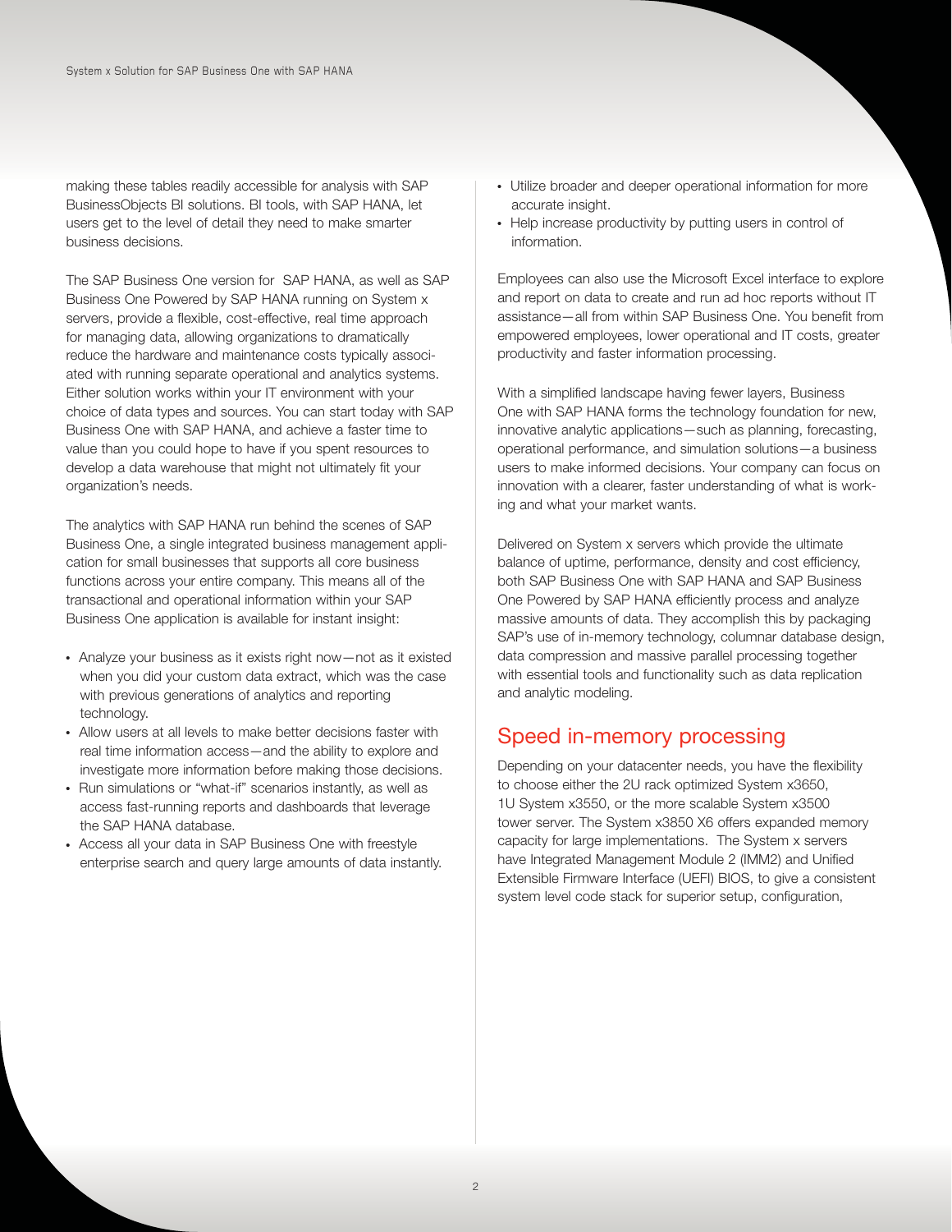making these tables readily accessible for analysis with SAP BusinessObjects BI solutions. BI tools, with SAP HANA, let users get to the level of detail they need to make smarter business decisions.

The SAP Business One version for SAP HANA, as well as SAP Business One Powered by SAP HANA running on System x servers, provide a flexible, cost-effective, real time approach for managing data, allowing organizations to dramatically reduce the hardware and maintenance costs typically associated with running separate operational and analytics systems. Either solution works within your IT environment with your choice of data types and sources. You can start today with SAP Business One with SAP HANA, and achieve a faster time to value than you could hope to have if you spent resources to develop a data warehouse that might not ultimately fit your organization's needs.

The analytics with SAP HANA run behind the scenes of SAP Business One, a single integrated business management application for small businesses that supports all core business functions across your entire company. This means all of the transactional and operational information within your SAP Business One application is available for instant insight:

- Analyze your business as it exists right now—not as it existed when you did your custom data extract, which was the case with previous generations of analytics and reporting technology.
- Allow users at all levels to make better decisions faster with real time information access—and the ability to explore and investigate more information before making those decisions.
- Run simulations or "what-if" scenarios instantly, as well as access fast-running reports and dashboards that leverage the SAP HANA database.
- Access all your data in SAP Business One with freestyle enterprise search and query large amounts of data instantly.
- Utilize broader and deeper operational information for more accurate insight.
- Help increase productivity by putting users in control of information.

Employees can also use the Microsoft Excel interface to explore and report on data to create and run ad hoc reports without IT assistance—all from within SAP Business One. You benefit from empowered employees, lower operational and IT costs, greater productivity and faster information processing.

With a simplified landscape having fewer layers, Business One with SAP HANA forms the technology foundation for new, innovative analytic applications—such as planning, forecasting, operational performance, and simulation solutions—a business users to make informed decisions. Your company can focus on innovation with a clearer, faster understanding of what is working and what your market wants.

Delivered on System x servers which provide the ultimate balance of uptime, performance, density and cost efficiency, both SAP Business One with SAP HANA and SAP Business One Powered by SAP HANA efficiently process and analyze massive amounts of data. They accomplish this by packaging SAP's use of in-memory technology, columnar database design, data compression and massive parallel processing together with essential tools and functionality such as data replication and analytic modeling.

## Speed in-memory processing

Depending on your datacenter needs, you have the flexibility to choose either the 2U rack optimized System x3650, 1U System x3550, or the more scalable System x3500 tower server. The System x3850 X6 offers expanded memory capacity for large implementations. The System x servers have Integrated Management Module 2 (IMM2) and Unified Extensible Firmware Interface (UEFI) BIOS, to give a consistent system level code stack for superior setup, configuration,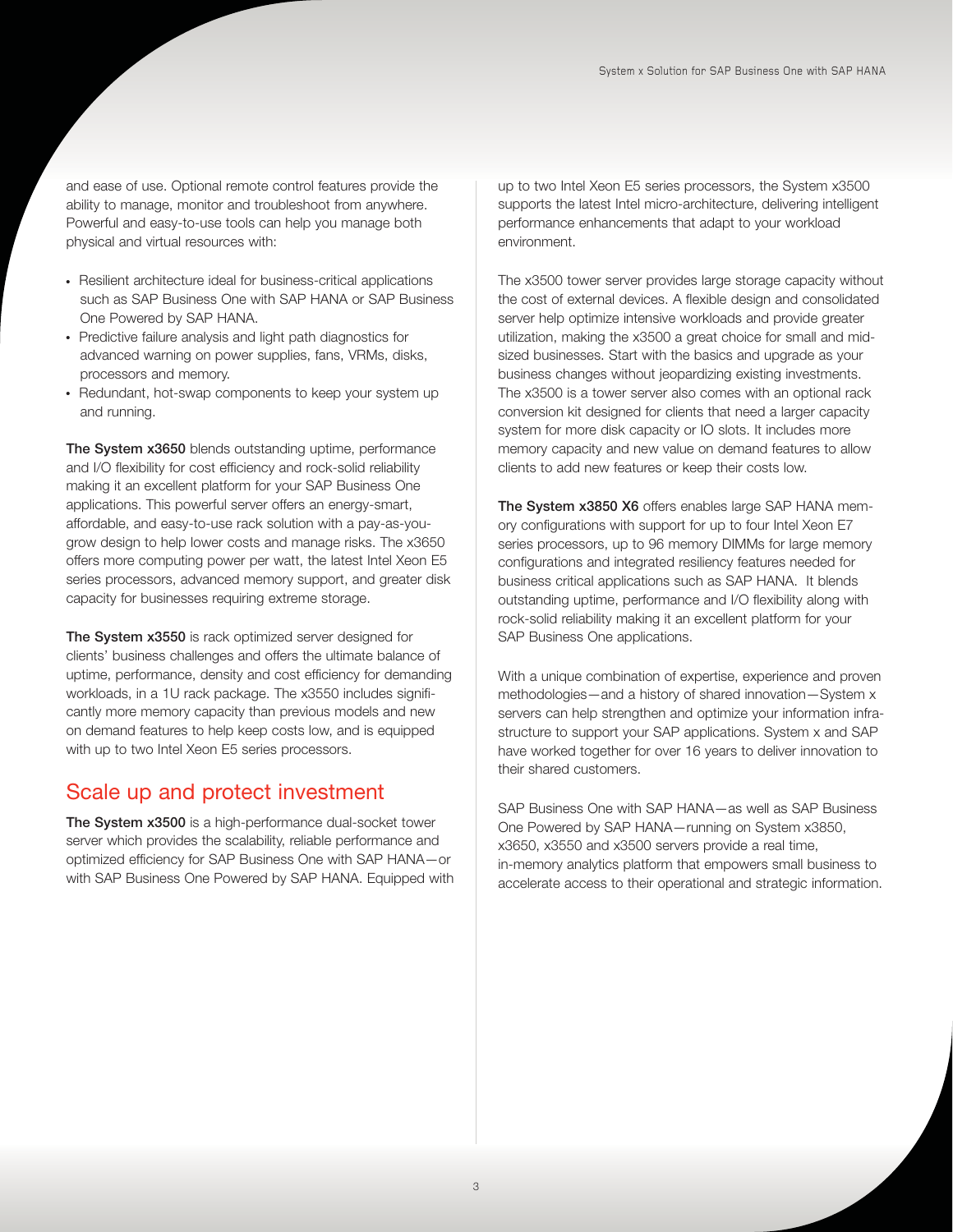and ease of use. Optional remote control features provide the ability to manage, monitor and troubleshoot from anywhere. Powerful and easy-to-use tools can help you manage both physical and virtual resources with:

- Resilient architecture ideal for business-critical applications such as SAP Business One with SAP HANA or SAP Business One Powered by SAP HANA.
- Predictive failure analysis and light path diagnostics for advanced warning on power supplies, fans, VRMs, disks, processors and memory.
- Redundant, hot-swap components to keep your system up and running.

**The System x3650** blends outstanding uptime, performance and I/O flexibility for cost efficiency and rock-solid reliability making it an excellent platform for your SAP Business One applications. This powerful server offers an energy-smart, affordable, and easy-to-use rack solution with a pay-as-you-grow design to help lower costs and manage risks. The x3650 offers more computing power per watt, the latest Intel Xeon E5 series processors, advanced memory support, and greater disk capacity for businesses requiring extreme storage.

**The System x3550** is rack optimized server designed for clients' business challenges and offers the ultimate balance of uptime, performance, density and cost efficiency for demanding workloads, in a 1U rack package. The x3550 includes significantly more memory capacity than previous models and new on demand features to help keep costs low, and is equipped with up to two Intel Xeon E5 series processors.

## Scale up and protect investment

**The System x3500** is a high-performance dual-socket tower server which provides the scalability, reliable performance and optimized efficiency for SAP Business One with SAP HANA—or with SAP Business One Powered by SAP HANA. Equipped with up to two Intel Xeon E5 series processors, the System x3500 supports the latest Intel micro-architecture, delivering intelligent performance enhancements that adapt to your workload environment.

The x3500 tower server provides large storage capacity without the cost of external devices. A flexible design and consolidated server help optimize intensive workloads and provide greater utilization, making the x3500 a great choice for small and mid-sized businesses. Start with the basics and upgrade as your business changes without jeopardizing existing investments. The x3500 is a tower server also comes with an optional rack conversion kit designed for clients that need a larger capacity system for more disk capacity or IO slots. It includes more memory capacity and new value on demand features to allow clients to add new features or keep their costs low.

**The System x3850 X6** offers enables large SAP HANA memory configurations with support for up to four Intel Xeon E7 series processors, up to 96 memory DIMMs for large memory configurations and integrated resiliency features needed for business critical applications such as SAP HANA. It blends outstanding uptime, performance and I/O flexibility along with rock-solid reliability making it an excellent platform for your SAP Business One applications.

With a unique combination of expertise, experience and proven methodologies—and a history of shared innovation—System x servers can help strengthen and optimize your information infrastructure to support your SAP applications. System x and SAP have worked together for over 16 years to deliver innovation to their shared customers.

SAP Business One with SAP HANA—as well as SAP Business One Powered by SAP HANA—running on System x3850, x3650, x3550 and x3500 servers provide a real time, in-memory analytics platform that empowers small business to accelerate access to their operational and strategic information.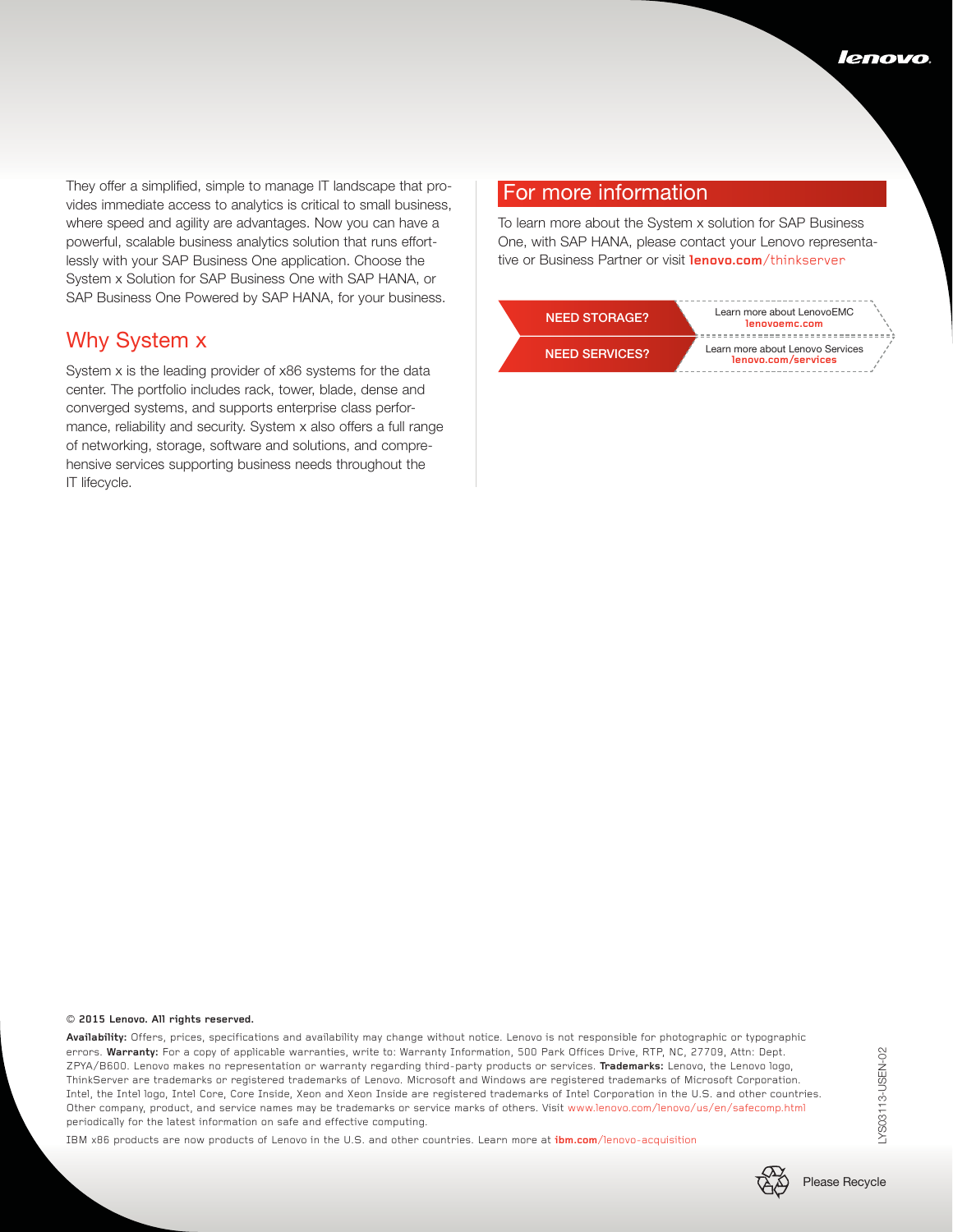They offer a simplified, simple to manage IT landscape that provides immediate access to analytics is critical to small business, where speed and agility are advantages. Now you can have a powerful, scalable business analytics solution that runs effortlessly with your SAP Business One application. Choose the System x Solution for SAP Business One with SAP HANA, or SAP Business One Powered by SAP HANA, for your business.

## Why System x

System x is the leading provider of x86 systems for the data center. The portfolio includes rack, tower, blade, dense and converged systems, and supports enterprise class performance, reliability and security. System x also offers a full range of networking, storage, software and solutions, and comprehensive services supporting business needs throughout the IT lifecycle.

## For more information

To learn more about the System x solution for SAP Business One, with SAP HANA, please contact your Lenovo representative or Business Partner or visit **lenovo.com**/thinkserver

**NEED STORAGE?** Learn more about LenovoEMC **lenovoemc.com**

**NEED SERVICES?** Learn more about Lenovo Services **lenovo.com/services**

**© 2015 Lenovo. All rights reserved.**

**Availability:** Offers, prices, specifications and availability may change without notice. Lenovo is not responsible for photographic or typographic errors. **Warranty:** For a copy of applicable warranties, write to: Warranty Information, 500 Park Offices Drive, RTP, NC, 27709, Attn: Dept. ZPYA/B600. Lenovo makes no representation or warranty regarding third-party products or services. **Trademarks:** Lenovo, the Lenovo logo, ThinkServer are trademarks or registered trademarks of Lenovo. Microsoft and Windows are registered trademarks of Microsoft Corporation. Intel, the Intel logo, Intel Core, Core Inside, Xeon and Xeon Inside are registered trademarks of Intel Corporation in the U.S. and other countries. Other company, product, and service names may be trademarks or service marks of others. Visit www.lenovo.com/lenovo/us/en/safecomp.html periodically for the latest information on safe and effective computing.

IBM x86 products are now products of Lenovo in the U.S. and other countries. Learn more at **ibm.com**/lenovo-acquisition

LYS03113-USEN-02

Please Recycle